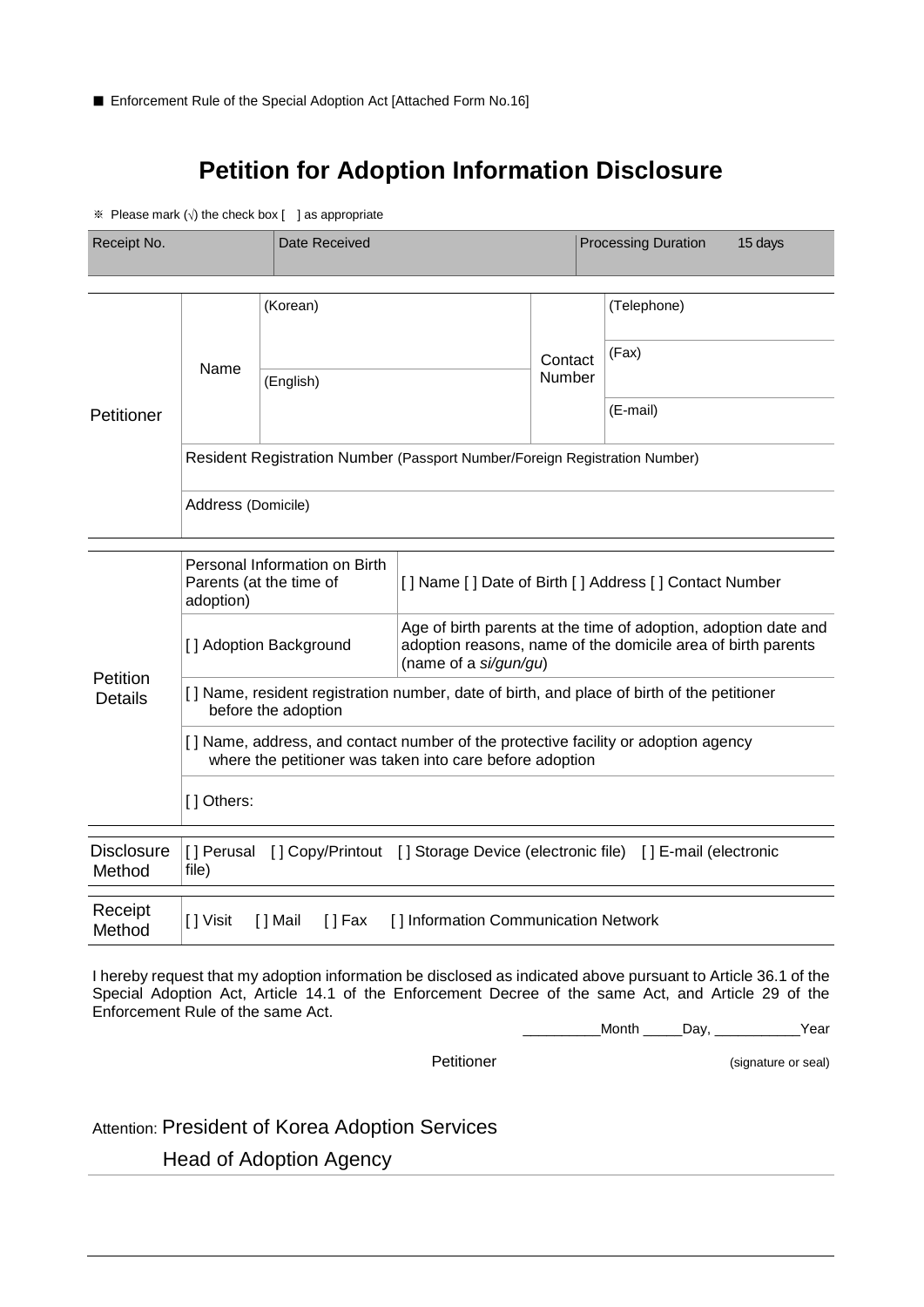■ Enforcement Rule of the Special Adoption Act [Attached Form No.16]

# Petition for Adoption Information Disclosure

※ Please mark (√) the check box [ ] as appropriate

| Receipt No. | Date Received | Processing Duration 15 days |
|---|---|---|

| Petitioner | Name | (Korean) | Contact Number | (Telephone) |
|---|---|---|---|---|
| | | | | (Fax) |
| | | (English) | | (E-mail) |
| | Resident Registration Number (Passport Number/Foreign Registration Number) | | | |
| | Address (Domicile) | | | |

| Petition Details | Personal Information on Birth Parents (at the time of adoption) | [ ] Name [ ] Date of Birth [ ] Address [ ] Contact Number |
|---|---|---|
| | [ ] Adoption Background | Age of birth parents at the time of adoption, adoption date and adoption reasons, name of the domicile area of birth parents (name of a *si/gun/gu*) |
| | [ ] Name, resident registration number, date of birth, and place of birth of the petitioner before the adoption | |
| | [ ] Name, address, and contact number of the protective facility or adoption agency where the petitioner was taken into care before adoption | |
| | [ ] Others: | |

| Disclosure Method | [ ] Perusal [ ] Copy/Printout [ ] Storage Device (electronic file) [ ] E-mail (electronic file) |
|---|---|
| Receipt Method | [ ] Visit [ ] Mail [ ] Fax [ ] Information Communication Network |

I hereby request that my adoption information be disclosed as indicated above pursuant to Article 36.1 of the Special Adoption Act, Article 14.1 of the Enforcement Decree of the same Act, and Article 29 of the Enforcement Rule of the same Act.

__________Month _____Day, ___________Year

Petitioner (signature or seal)

Attention: President of Korea Adoption Services

Head of Adoption Agency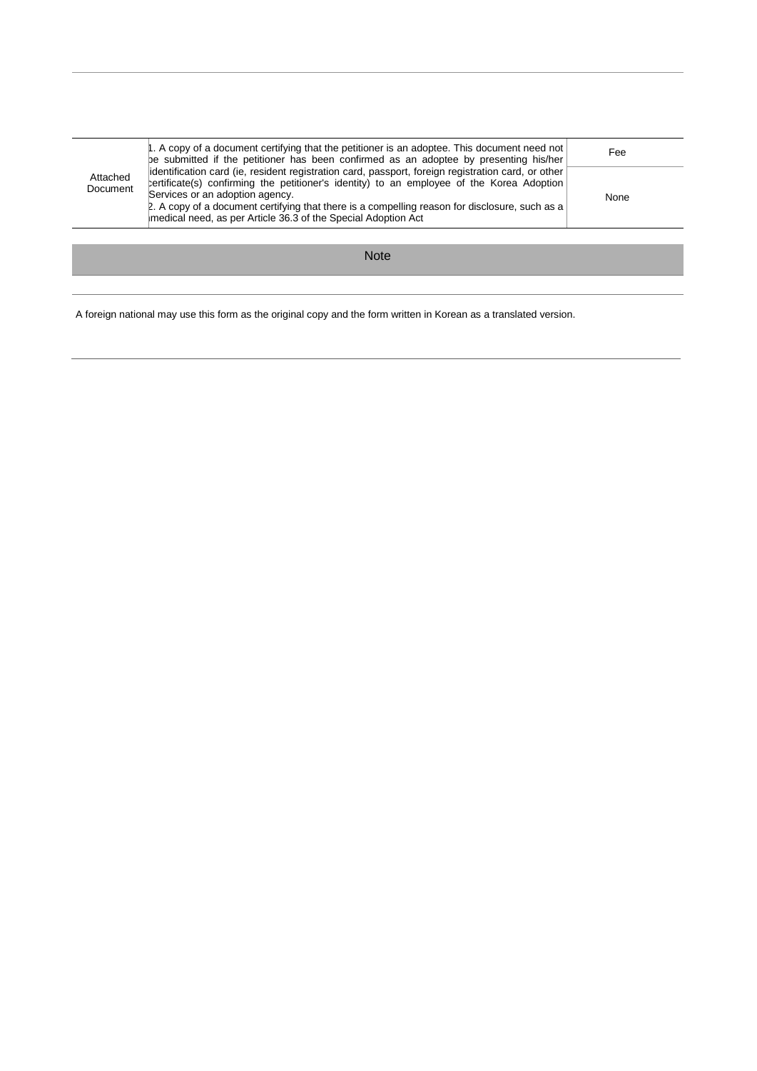| | | |
|---|---|---|
| Attached Document | 1. A copy of a document certifying that the petitioner is an adoptee. This document need not be submitted if the petitioner has been confirmed as an adoptee by presenting his/her identification card (ie, resident registration card, passport, foreign registration card, or other certificate(s) confirming the petitioner's identity) to an employee of the Korea Adoption Services or an adoption agency.<br>2. A copy of a document certifying that there is a compelling reason for disclosure, such as a medical need, as per Article 36.3 of the Special Adoption Act | Fee<br>None |

## Note

A foreign national may use this form as the original copy and the form written in Korean as a translated version.